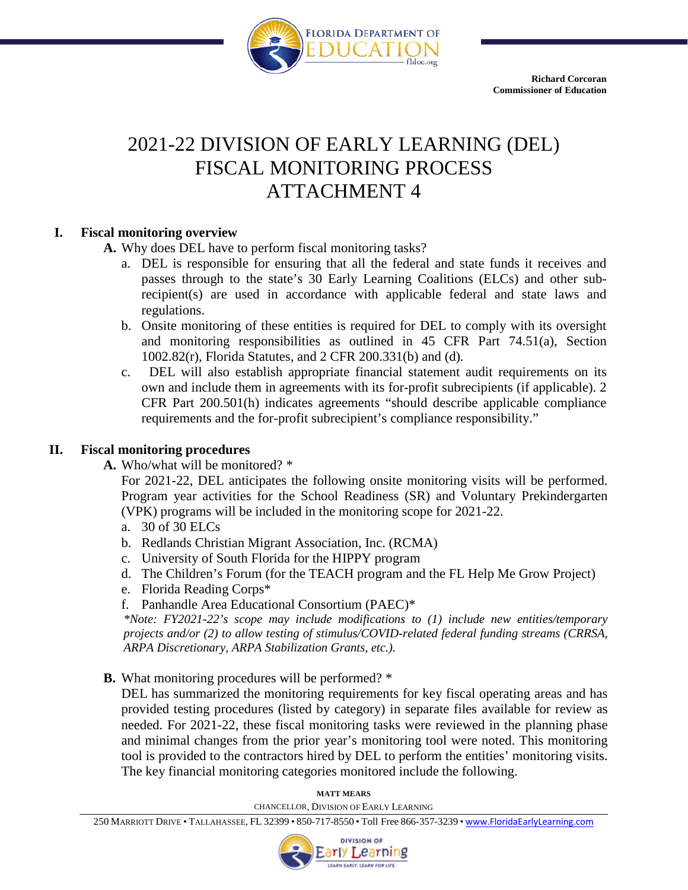Richard Corcoran
Commissioner of Education

# 2021-22 DIVISION OF EARLY LEARNING (DEL) FISCAL MONITORING PROCESS ATTACHMENT 4

## I. Fiscal monitoring overview

**A.** Why does DEL have to perform fiscal monitoring tasks?

a. DEL is responsible for ensuring that all the federal and state funds it receives and passes through to the state's 30 Early Learning Coalitions (ELCs) and other sub-recipient(s) are used in accordance with applicable federal and state laws and regulations.

b. Onsite monitoring of these entities is required for DEL to comply with its oversight and monitoring responsibilities as outlined in 45 CFR Part 74.51(a), Section 1002.82(r), Florida Statutes, and 2 CFR 200.331(b) and (d).

c. DEL will also establish appropriate financial statement audit requirements on its own and include them in agreements with its for-profit subrecipients (if applicable). 2 CFR Part 200.501(h) indicates agreements "should describe applicable compliance requirements and the for-profit subrecipient's compliance responsibility."

## II. Fiscal monitoring procedures

**A.** Who/what will be monitored? *

For 2021-22, DEL anticipates the following onsite monitoring visits will be performed. Program year activities for the School Readiness (SR) and Voluntary Prekindergarten (VPK) programs will be included in the monitoring scope for 2021-22.

a. 30 of 30 ELCs
b. Redlands Christian Migrant Association, Inc. (RCMA)
c. University of South Florida for the HIPPY program
d. The Children's Forum (for the TEACH program and the FL Help Me Grow Project)
e. Florida Reading Corps*
f. Panhandle Area Educational Consortium (PAEC)*

*\*Note: FY2021-22's scope may include modifications to (1) include new entities/temporary projects and/or (2) to allow testing of stimulus/COVID-related federal funding streams (CRRSA, ARPA Discretionary, ARPA Stabilization Grants, etc.).*

**B.** What monitoring procedures will be performed? *

DEL has summarized the monitoring requirements for key fiscal operating areas and has provided testing procedures (listed by category) in separate files available for review as needed. For 2021-22, these fiscal monitoring tasks were reviewed in the planning phase and minimal changes from the prior year's monitoring tool were noted. This monitoring tool is provided to the contractors hired by DEL to perform the entities' monitoring visits. The key financial monitoring categories monitored include the following.

MATT MEARS
CHANCELLOR, DIVISION OF EARLY LEARNING

250 MARRIOTT DRIVE • TALLAHASSEE, FL 32399 • 850-717-8550 • Toll Free 866-357-3239 • www.FloridaEarlyLearning.com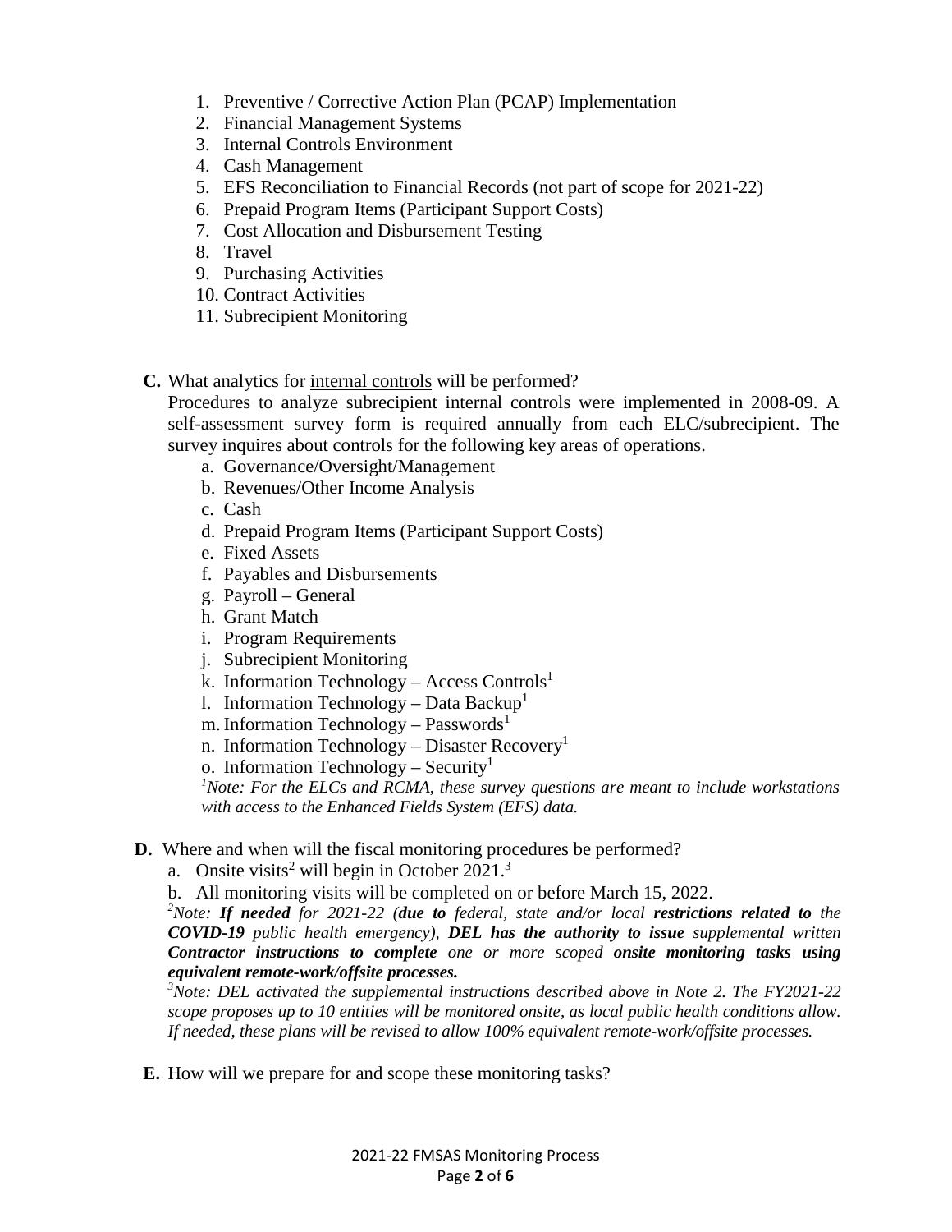1. Preventive / Corrective Action Plan (PCAP) Implementation
2. Financial Management Systems
3. Internal Controls Environment
4. Cash Management
5. EFS Reconciliation to Financial Records (not part of scope for 2021-22)
6. Prepaid Program Items (Participant Support Costs)
7. Cost Allocation and Disbursement Testing
8. Travel
9. Purchasing Activities
10. Contract Activities
11. Subrecipient Monitoring

**C.** What analytics for <u>internal controls</u> will be performed?

Procedures to analyze subrecipient internal controls were implemented in 2008-09. A self-assessment survey form is required annually from each ELC/subrecipient. The survey inquires about controls for the following key areas of operations.

a. Governance/Oversight/Management
b. Revenues/Other Income Analysis
c. Cash
d. Prepaid Program Items (Participant Support Costs)
e. Fixed Assets
f. Payables and Disbursements
g. Payroll – General
h. Grant Match
i. Program Requirements
j. Subrecipient Monitoring
k. Information Technology – Access Controls[1]
l. Information Technology – Data Backup[1]
m. Information Technology – Passwords[1]
n. Information Technology – Disaster Recovery[1]
o. Information Technology – Security[1]

*[1]Note: For the ELCs and RCMA, these survey questions are meant to include workstations with access to the Enhanced Fields System (EFS) data.*

**D.** Where and when will the fiscal monitoring procedures be performed?

a. Onsite visits[2] will begin in October 2021.[3]

b. All monitoring visits will be completed on or before March 15, 2022.

*[2]Note: **If needed** for 2021-22 (**due to** federal, state and/or local **restrictions related to** the **COVID-19** public health emergency), **DEL has the authority to issue** supplemental written **Contractor instructions to complete** one or more scoped **onsite monitoring tasks using equivalent remote-work/offsite processes.***

*[3]Note: DEL activated the supplemental instructions described above in Note 2. The FY2021-22 scope proposes up to 10 entities will be monitored onsite, as local public health conditions allow. If needed, these plans will be revised to allow 100% equivalent remote-work/offsite processes.*

**E.** How will we prepare for and scope these monitoring tasks?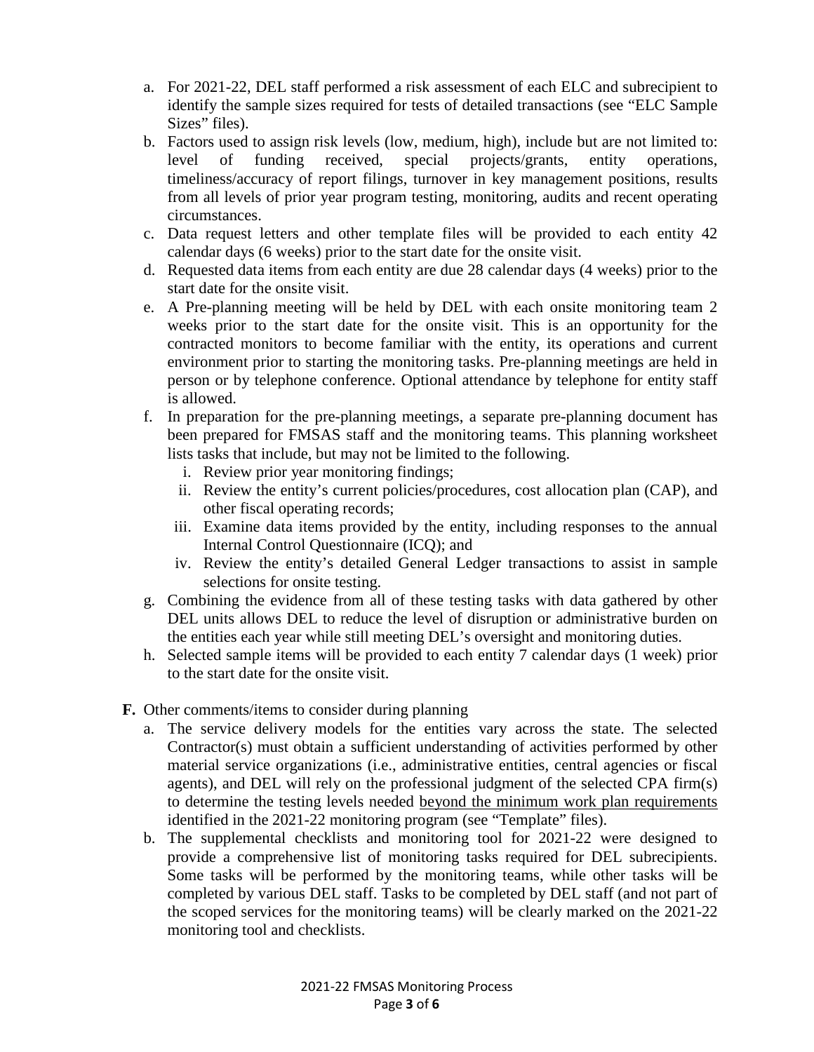a. For 2021-22, DEL staff performed a risk assessment of each ELC and subrecipient to identify the sample sizes required for tests of detailed transactions (see "ELC Sample Sizes" files).

b. Factors used to assign risk levels (low, medium, high), include but are not limited to: level of funding received, special projects/grants, entity operations, timeliness/accuracy of report filings, turnover in key management positions, results from all levels of prior year program testing, monitoring, audits and recent operating circumstances.

c. Data request letters and other template files will be provided to each entity 42 calendar days (6 weeks) prior to the start date for the onsite visit.

d. Requested data items from each entity are due 28 calendar days (4 weeks) prior to the start date for the onsite visit.

e. A Pre-planning meeting will be held by DEL with each onsite monitoring team 2 weeks prior to the start date for the onsite visit. This is an opportunity for the contracted monitors to become familiar with the entity, its operations and current environment prior to starting the monitoring tasks. Pre-planning meetings are held in person or by telephone conference. Optional attendance by telephone for entity staff is allowed.

f. In preparation for the pre-planning meetings, a separate pre-planning document has been prepared for FMSAS staff and the monitoring teams. This planning worksheet lists tasks that include, but may not be limited to the following.
   i. Review prior year monitoring findings;
   ii. Review the entity's current policies/procedures, cost allocation plan (CAP), and other fiscal operating records;
   iii. Examine data items provided by the entity, including responses to the annual Internal Control Questionnaire (ICQ); and
   iv. Review the entity's detailed General Ledger transactions to assist in sample selections for onsite testing.

g. Combining the evidence from all of these testing tasks with data gathered by other DEL units allows DEL to reduce the level of disruption or administrative burden on the entities each year while still meeting DEL's oversight and monitoring duties.

h. Selected sample items will be provided to each entity 7 calendar days (1 week) prior to the start date for the onsite visit.

**F.** Other comments/items to consider during planning

a. The service delivery models for the entities vary across the state. The selected Contractor(s) must obtain a sufficient understanding of activities performed by other material service organizations (i.e., administrative entities, central agencies or fiscal agents), and DEL will rely on the professional judgment of the selected CPA firm(s) to determine the testing levels needed <u>beyond the minimum work plan requirements</u> identified in the 2021-22 monitoring program (see "Template" files).

b. The supplemental checklists and monitoring tool for 2021-22 were designed to provide a comprehensive list of monitoring tasks required for DEL subrecipients. Some tasks will be performed by the monitoring teams, while other tasks will be completed by various DEL staff. Tasks to be completed by DEL staff (and not part of the scoped services for the monitoring teams) will be clearly marked on the 2021-22 monitoring tool and checklists.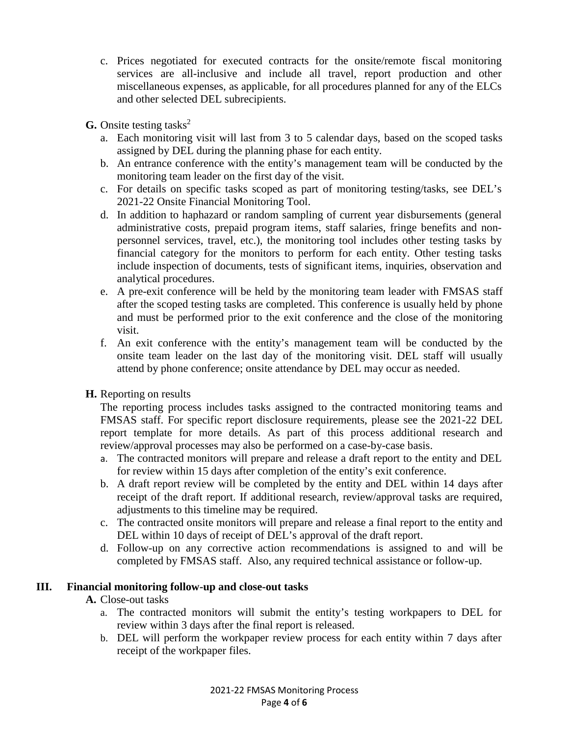c. Prices negotiated for executed contracts for the onsite/remote fiscal monitoring services are all-inclusive and include all travel, report production and other miscellaneous expenses, as applicable, for all procedures planned for any of the ELCs and other selected DEL subrecipients.

**G.** Onsite testing tasks[2]

a. Each monitoring visit will last from 3 to 5 calendar days, based on the scoped tasks assigned by DEL during the planning phase for each entity.

b. An entrance conference with the entity's management team will be conducted by the monitoring team leader on the first day of the visit.

c. For details on specific tasks scoped as part of monitoring testing/tasks, see DEL's 2021-22 Onsite Financial Monitoring Tool.

d. In addition to haphazard or random sampling of current year disbursements (general administrative costs, prepaid program items, staff salaries, fringe benefits and non-personnel services, travel, etc.), the monitoring tool includes other testing tasks by financial category for the monitors to perform for each entity. Other testing tasks include inspection of documents, tests of significant items, inquiries, observation and analytical procedures.

e. A pre-exit conference will be held by the monitoring team leader with FMSAS staff after the scoped testing tasks are completed. This conference is usually held by phone and must be performed prior to the exit conference and the close of the monitoring visit.

f. An exit conference with the entity's management team will be conducted by the onsite team leader on the last day of the monitoring visit. DEL staff will usually attend by phone conference; onsite attendance by DEL may occur as needed.

**H.** Reporting on results

The reporting process includes tasks assigned to the contracted monitoring teams and FMSAS staff. For specific report disclosure requirements, please see the 2021-22 DEL report template for more details. As part of this process additional research and review/approval processes may also be performed on a case-by-case basis.

a. The contracted monitors will prepare and release a draft report to the entity and DEL for review within 15 days after completion of the entity's exit conference.

b. A draft report review will be completed by the entity and DEL within 14 days after receipt of the draft report. If additional research, review/approval tasks are required, adjustments to this timeline may be required.

c. The contracted onsite monitors will prepare and release a final report to the entity and DEL within 10 days of receipt of DEL's approval of the draft report.

d. Follow-up on any corrective action recommendations is assigned to and will be completed by FMSAS staff. Also, any required technical assistance or follow-up.

## III. Financial monitoring follow-up and close-out tasks

**A.** Close-out tasks

a. The contracted monitors will submit the entity's testing workpapers to DEL for review within 3 days after the final report is released.

b. DEL will perform the workpaper review process for each entity within 7 days after receipt of the workpaper files.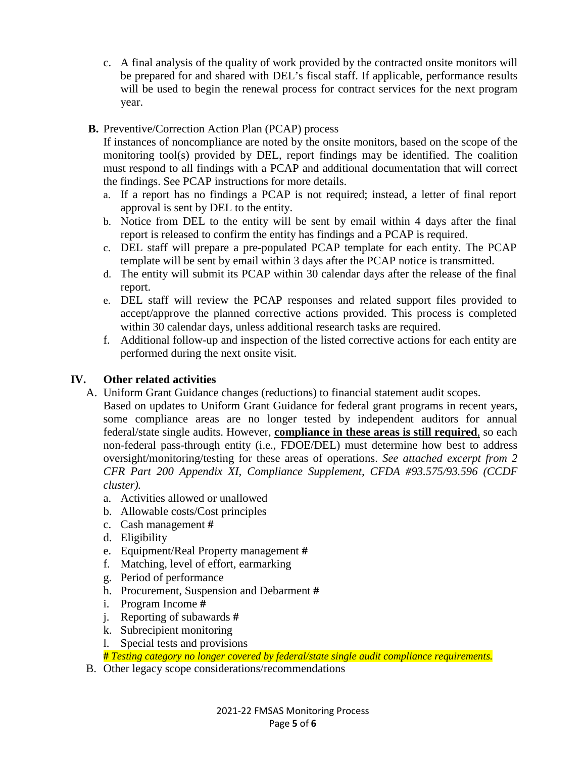c. A final analysis of the quality of work provided by the contracted onsite monitors will be prepared for and shared with DEL's fiscal staff. If applicable, performance results will be used to begin the renewal process for contract services for the next program year.

**B.** Preventive/Correction Action Plan (PCAP) process

If instances of noncompliance are noted by the onsite monitors, based on the scope of the monitoring tool(s) provided by DEL, report findings may be identified. The coalition must respond to all findings with a PCAP and additional documentation that will correct the findings. See PCAP instructions for more details.

a. If a report has no findings a PCAP is not required; instead, a letter of final report approval is sent by DEL to the entity.
b. Notice from DEL to the entity will be sent by email within 4 days after the final report is released to confirm the entity has findings and a PCAP is required.
c. DEL staff will prepare a pre-populated PCAP template for each entity. The PCAP template will be sent by email within 3 days after the PCAP notice is transmitted.
d. The entity will submit its PCAP within 30 calendar days after the release of the final report.
e. DEL staff will review the PCAP responses and related support files provided to accept/approve the planned corrective actions provided. This process is completed within 30 calendar days, unless additional research tasks are required.
f. Additional follow-up and inspection of the listed corrective actions for each entity are performed during the next onsite visit.

## IV. Other related activities

A. Uniform Grant Guidance changes (reductions) to financial statement audit scopes.

Based on updates to Uniform Grant Guidance for federal grant programs in recent years, some compliance areas are no longer tested by independent auditors for annual federal/state single audits. However, **compliance in these areas is still required**, so each non-federal pass-through entity (i.e., FDOE/DEL) must determine how best to address oversight/monitoring/testing for these areas of operations. *See attached excerpt from 2 CFR Part 200 Appendix XI, Compliance Supplement, CFDA #93.575/93.596 (CCDF cluster).*

a. Activities allowed or unallowed
b. Allowable costs/Cost principles
c. Cash management **#**
d. Eligibility
e. Equipment/Real Property management **#**
f. Matching, level of effort, earmarking
g. Period of performance
h. Procurement, Suspension and Debarment **#**
i. Program Income **#**
j. Reporting of subawards **#**
k. Subrecipient monitoring
l. Special tests and provisions

***#*** *Testing category no longer covered by federal/state single audit compliance requirements.*

B. Other legacy scope considerations/recommendations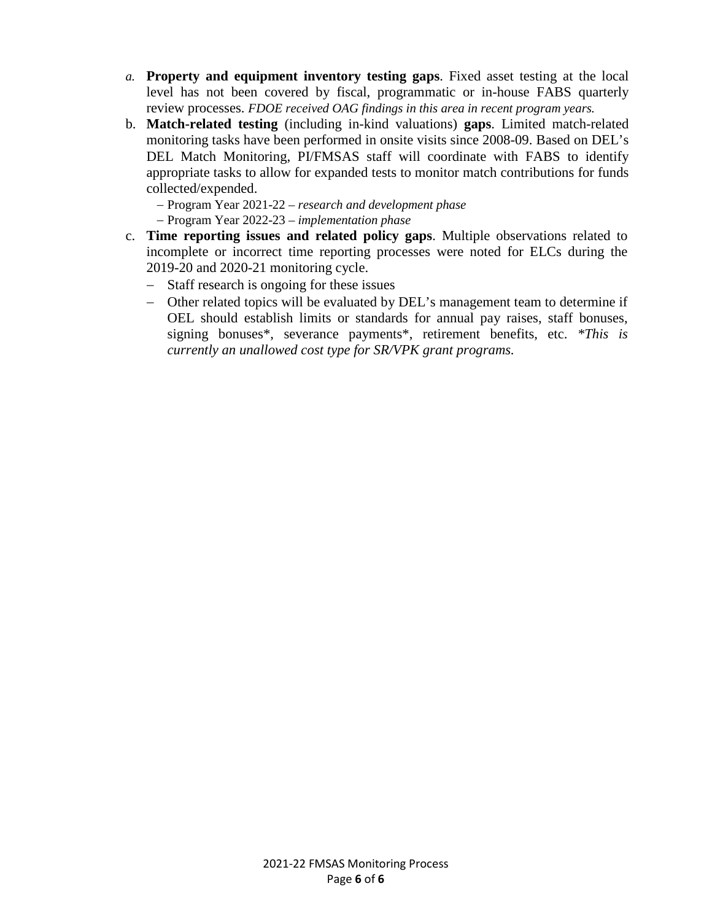*a.* **Property and equipment inventory testing gaps**. Fixed asset testing at the local level has not been covered by fiscal, programmatic or in-house FABS quarterly review processes. *FDOE received OAG findings in this area in recent program years.*

b. **Match-related testing** (including in-kind valuations) **gaps**. Limited match-related monitoring tasks have been performed in onsite visits since 2008-09. Based on DEL's DEL Match Monitoring, PI/FMSAS staff will coordinate with FABS to identify appropriate tasks to allow for expanded tests to monitor match contributions for funds collected/expended.

   - Program Year 2021-22 – *research and development phase*
   - Program Year 2022-23 – *implementation phase*

c. **Time reporting issues and related policy gaps**. Multiple observations related to incomplete or incorrect time reporting processes were noted for ELCs during the 2019-20 and 2020-21 monitoring cycle.

   - Staff research is ongoing for these issues
   - Other related topics will be evaluated by DEL's management team to determine if OEL should establish limits or standards for annual pay raises, staff bonuses, signing bonuses*, severance payments*, retirement benefits, etc. *\*This is currently an unallowed cost type for SR/VPK grant programs.*